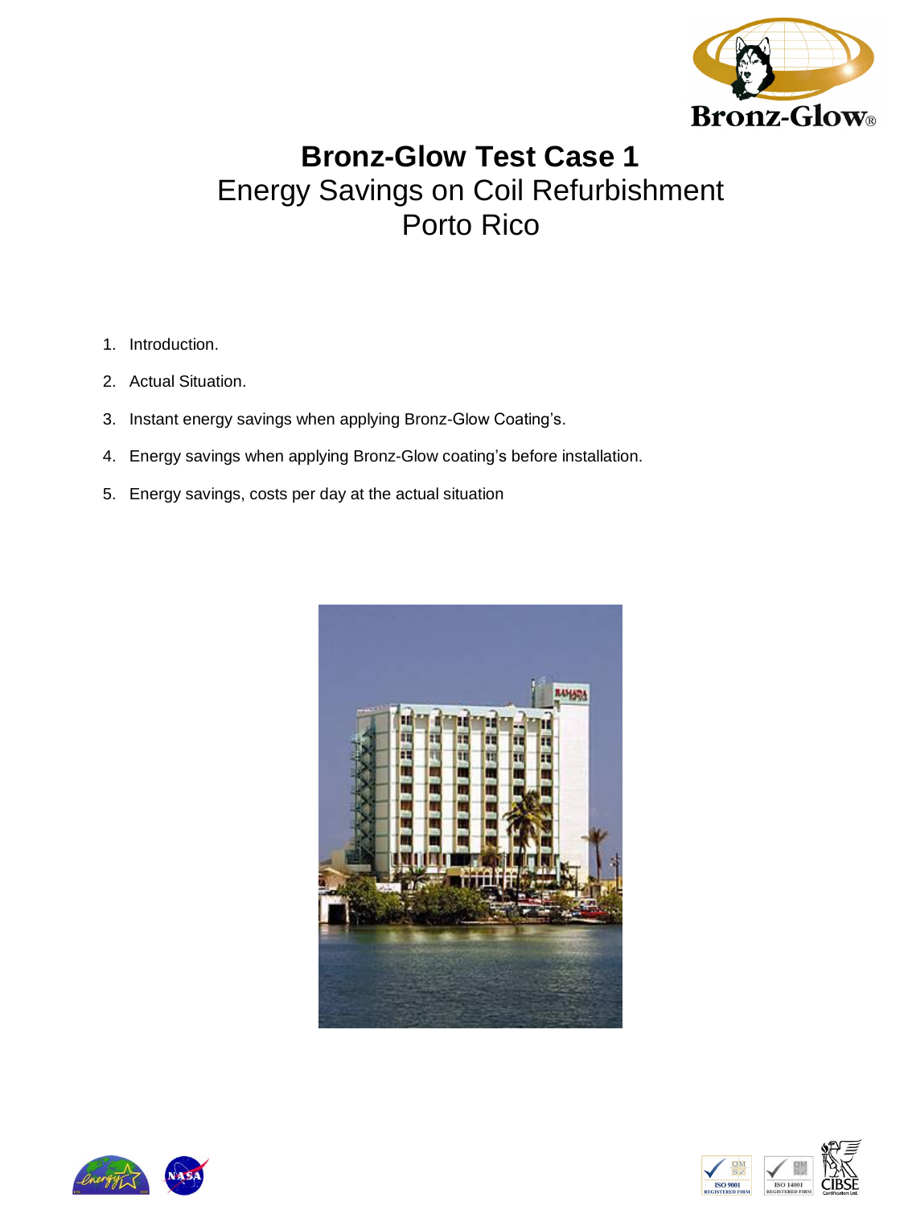# Bronz-Glow Test Case 1

## Energy Savings on Coil Refurbishment
## Porto Rico

1. Introduction.
2. Actual Situation.
3. Instant energy savings when applying Bronz-Glow Coating's.
4. Energy savings when applying Bronz-Glow coating's before installation.
5. Energy savings, costs per day at the actual situation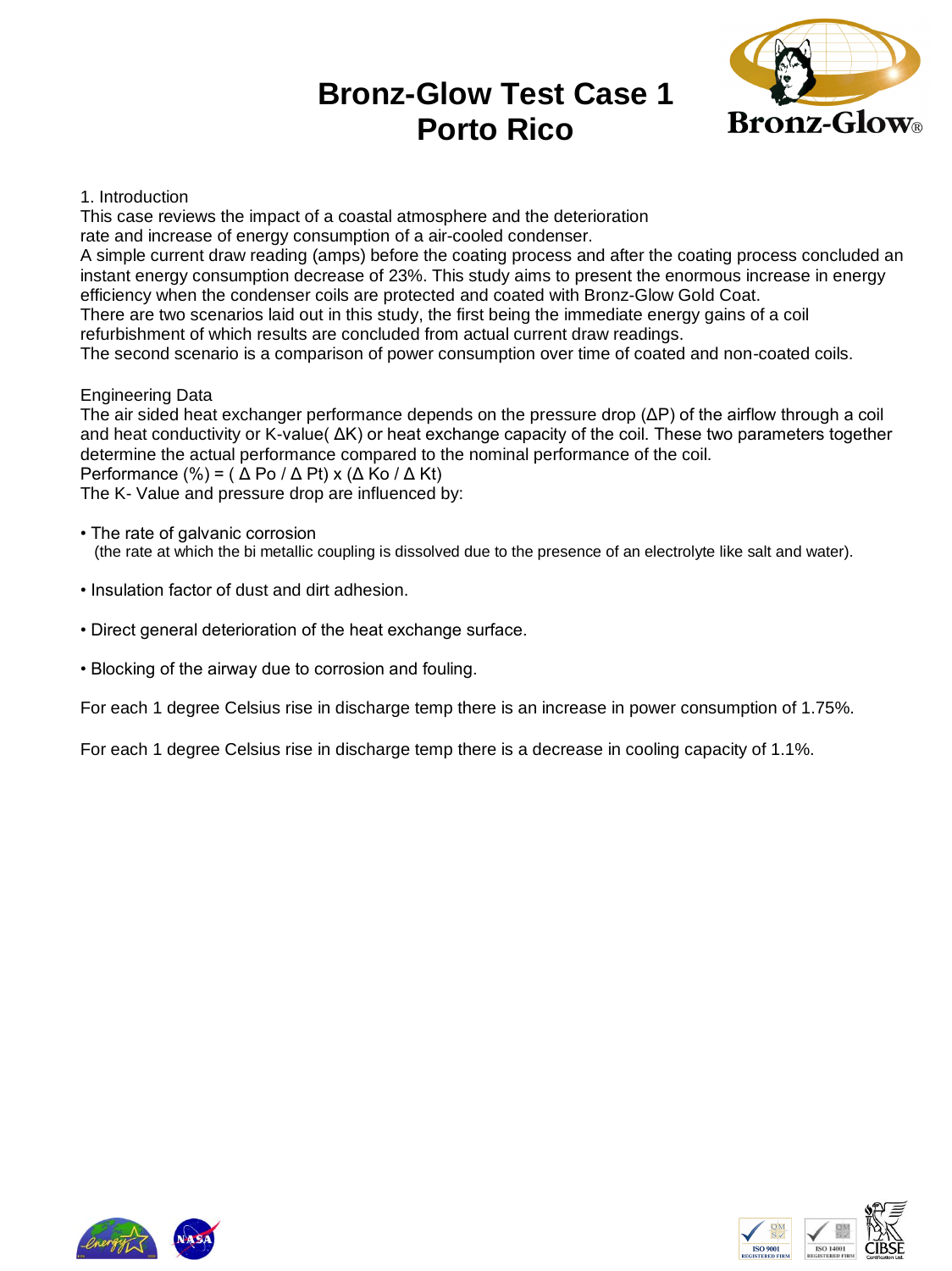# Bronz-Glow Test Case 1
# Porto Rico

1. Introduction

This case reviews the impact of a coastal atmosphere and the deterioration rate and increase of energy consumption of a air-cooled condenser.

A simple current draw reading (amps) before the coating process and after the coating process concluded an instant energy consumption decrease of 23%. This study aims to present the enormous increase in energy efficiency when the condenser coils are protected and coated with Bronz-Glow Gold Coat.

There are two scenarios laid out in this study, the first being the immediate energy gains of a coil refurbishment of which results are concluded from actual current draw readings.

The second scenario is a comparison of power consumption over time of coated and non-coated coils.

Engineering Data

The air sided heat exchanger performance depends on the pressure drop (ΔP) of the airflow through a coil and heat conductivity or K-value( ΔK) or heat exchange capacity of the coil. These two parameters together determine the actual performance compared to the nominal performance of the coil.

Performance (%) = $( \Delta Po / \Delta Pt) \times (\Delta Ko / \Delta Kt)$

The K- Value and pressure drop are influenced by:

- The rate of galvanic corrosion
  (the rate at which the bi metallic coupling is dissolved due to the presence of an electrolyte like salt and water).
- Insulation factor of dust and dirt adhesion.
- Direct general deterioration of the heat exchange surface.
- Blocking of the airway due to corrosion and fouling.

For each 1 degree Celsius rise in discharge temp there is an increase in power consumption of 1.75%.

For each 1 degree Celsius rise in discharge temp there is a decrease in cooling capacity of 1.1%.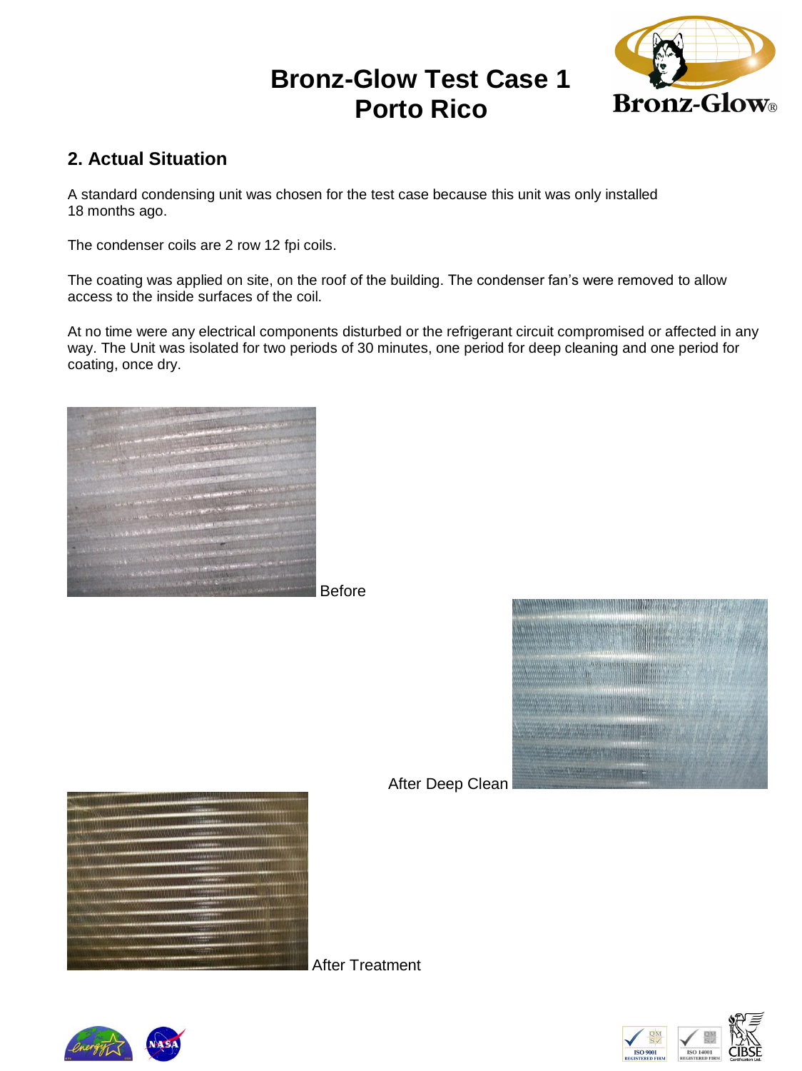# Bronz-Glow Test Case 1
# Porto Rico

## 2. Actual Situation

A standard condensing unit was chosen for the test case because this unit was only installed 18 months ago.

The condenser coils are 2 row 12 fpi coils.

The coating was applied on site, on the roof of the building. The condenser fan's were removed to allow access to the inside surfaces of the coil.

At no time were any electrical components disturbed or the refrigerant circuit compromised or affected in any way. The Unit was isolated for two periods of 30 minutes, one period for deep cleaning and one period for coating, once dry.

Before

After Deep Clean

After Treatment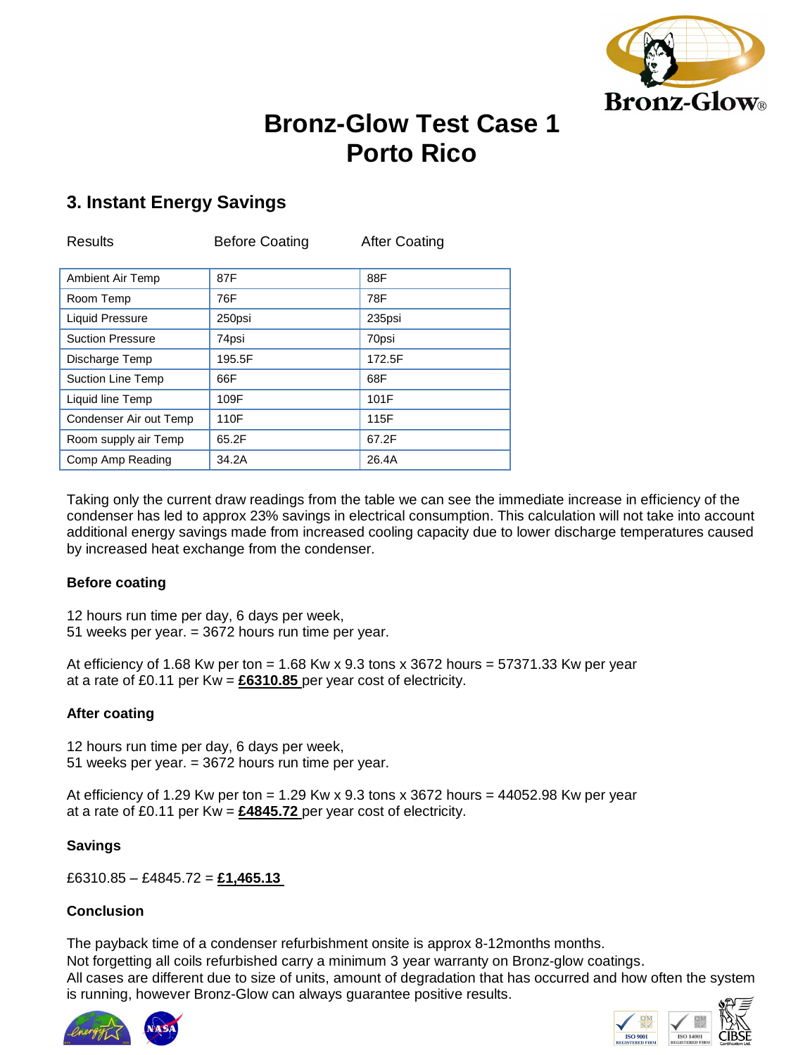# Bronz-Glow Test Case 1
# Porto Rico

## 3. Instant Energy Savings

| Results | Before Coating | After Coating |
|---|---|---|
| Ambient Air Temp | 87F | 88F |
| Room Temp | 76F | 78F |
| Liquid Pressure | 250psi | 235psi |
| Suction Pressure | 74psi | 70psi |
| Discharge Temp | 195.5F | 172.5F |
| Suction Line Temp | 66F | 68F |
| Liquid line Temp | 109F | 101F |
| Condenser Air out Temp | 110F | 115F |
| Room supply air Temp | 65.2F | 67.2F |
| Comp Amp Reading | 34.2A | 26.4A |

Taking only the current draw readings from the table we can see the immediate increase in efficiency of the condenser has led to approx 23% savings in electrical consumption. This calculation will not take into account additional energy savings made from increased cooling capacity due to lower discharge temperatures caused by increased heat exchange from the condenser.

**Before coating**

12 hours run time per day, 6 days per week,
51 weeks per year. = 3672 hours run time per year.

At efficiency of 1.68 Kw per ton = 1.68 Kw x 9.3 tons x 3672 hours = 57371.33 Kw per year
at a rate of £0.11 per Kw = **£6310.85** per year cost of electricity.

**After coating**

12 hours run time per day, 6 days per week,
51 weeks per year. = 3672 hours run time per year.

At efficiency of 1.29 Kw per ton = 1.29 Kw x 9.3 tons x 3672 hours = 44052.98 Kw per year
at a rate of £0.11 per Kw = **£4845.72** per year cost of electricity.

**Savings**

£6310.85 – £4845.72 = **£1,465.13**

**Conclusion**

The payback time of a condenser refurbishment onsite is approx 8-12months months.
Not forgetting all coils refurbished carry a minimum 3 year warranty on Bronz-glow coatings.
All cases are different due to size of units, amount of degradation that has occurred and how often the system is running, however Bronz-Glow can always guarantee positive results.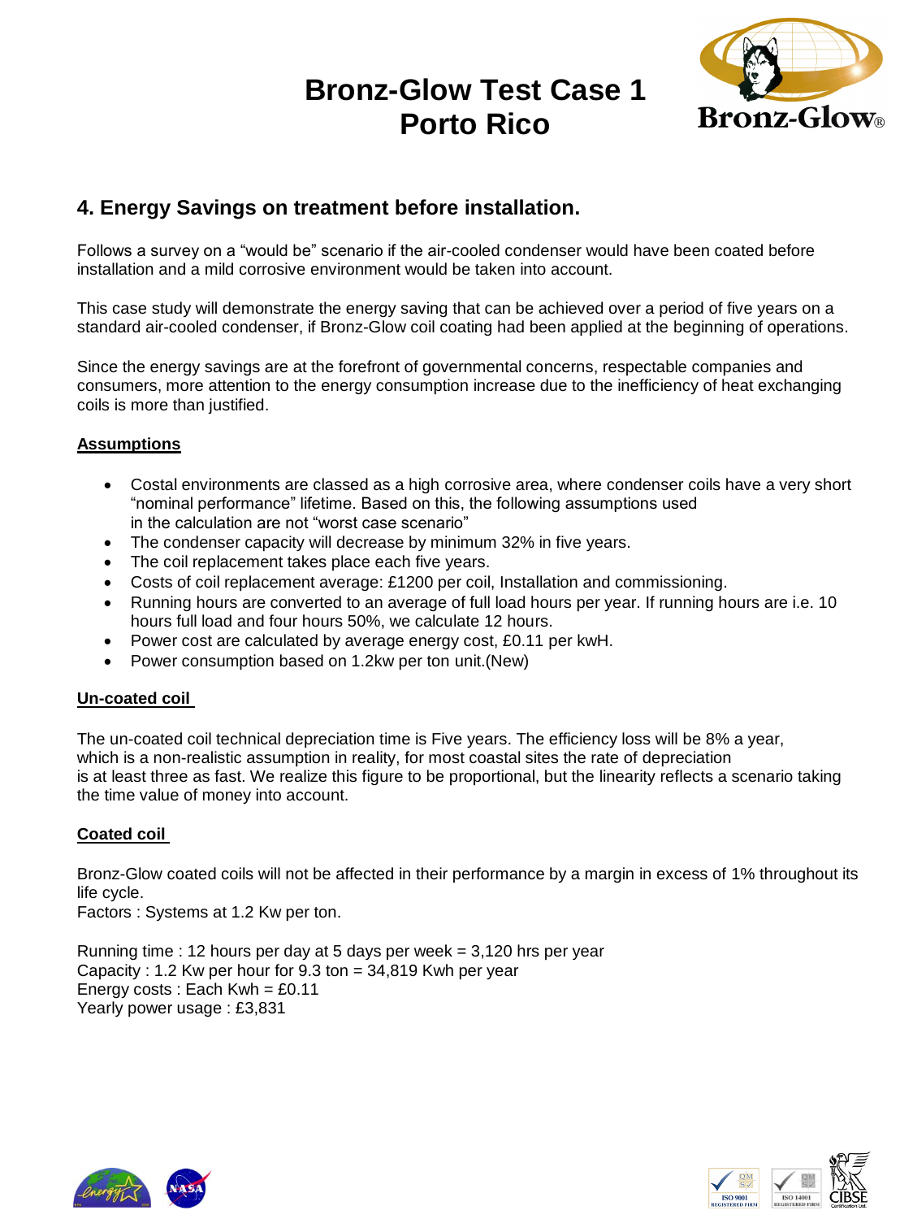# Bronz-Glow Test Case 1
# Porto Rico

## 4. Energy Savings on treatment before installation.

Follows a survey on a “would be” scenario if the air-cooled condenser would have been coated before installation and a mild corrosive environment would be taken into account.

This case study will demonstrate the energy saving that can be achieved over a period of five years on a standard air-cooled condenser, if Bronz-Glow coil coating had been applied at the beginning of operations.

Since the energy savings are at the forefront of governmental concerns, respectable companies and consumers, more attention to the energy consumption increase due to the inefficiency of heat exchanging coils is more than justified.

### Assumptions

- Costal environments are classed as a high corrosive area, where condenser coils have a very short “nominal performance” lifetime. Based on this, the following assumptions used in the calculation are not “worst case scenario”
- The condenser capacity will decrease by minimum 32% in five years.
- The coil replacement takes place each five years.
- Costs of coil replacement average: £1200 per coil, Installation and commissioning.
- Running hours are converted to an average of full load hours per year. If running hours are i.e. 10 hours full load and four hours 50%, we calculate 12 hours.
- Power cost are calculated by average energy cost, £0.11 per kwH.
- Power consumption based on 1.2kw per ton unit.(New)

### Un-coated coil

The un-coated coil technical depreciation time is Five years. The efficiency loss will be 8% a year, which is a non-realistic assumption in reality, for most coastal sites the rate of depreciation is at least three as fast. We realize this figure to be proportional, but the linearity reflects a scenario taking the time value of money into account.

### Coated coil

Bronz-Glow coated coils will not be affected in their performance by a margin in excess of 1% throughout its life cycle.
Factors : Systems at 1.2 Kw per ton.

Running time : 12 hours per day at 5 days per week = 3,120 hrs per year
Capacity : 1.2 Kw per hour for 9.3 ton = 34,819 Kwh per year
Energy costs : Each Kwh = £0.11
Yearly power usage : £3,831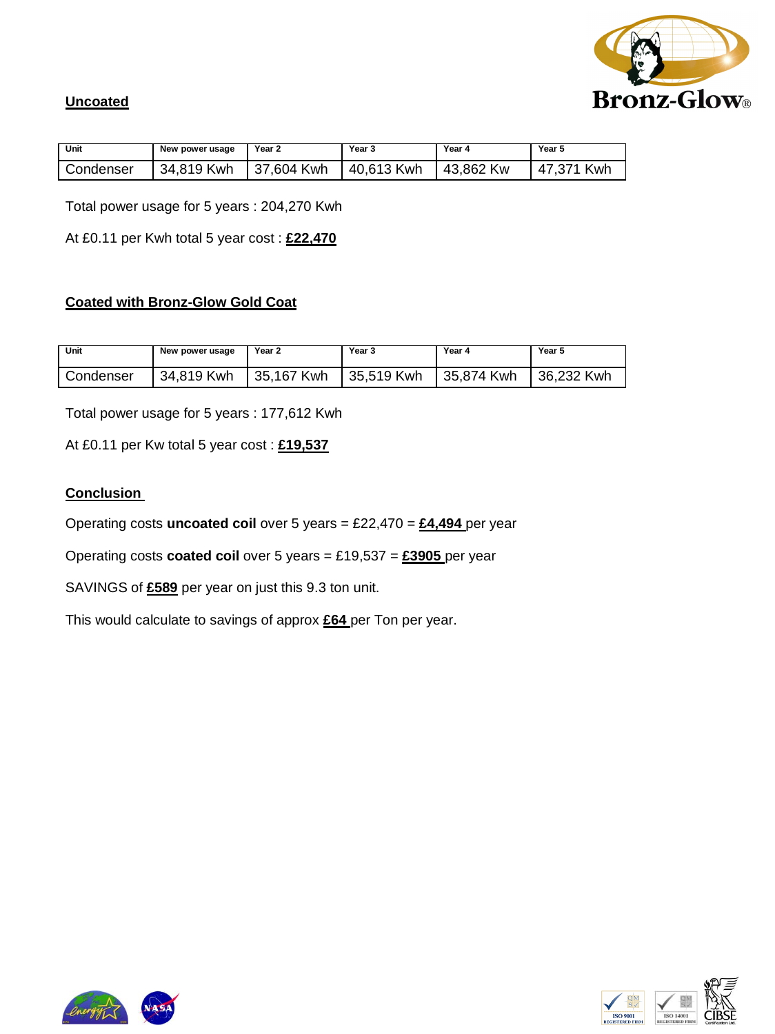**Uncoated**

| Unit | New power usage | Year 2 | Year 3 | Year 4 | Year 5 |
|---|---|---|---|---|---|
| Condenser | 34,819 Kwh | 37,604 Kwh | 40,613 Kwh | 43,862 Kw | 47,371 Kwh |

Total power usage for 5 years : 204,270 Kwh

At £0.11 per Kwh total 5 year cost : **£22,470**

**Coated with Bronz-Glow Gold Coat**

| Unit | New power usage | Year 2 | Year 3 | Year 4 | Year 5 |
|---|---|---|---|---|---|
| Condenser | 34,819 Kwh | 35,167 Kwh | 35,519 Kwh | 35,874 Kwh | 36,232 Kwh |

Total power usage for 5 years : 177,612 Kwh

At £0.11 per Kw total 5 year cost : **£19,537**

**Conclusion**

Operating costs **uncoated coil** over 5 years = £22,470 = **£4,494** per year

Operating costs **coated coil** over 5 years = £19,537 = **£3905** per year

SAVINGS of **£589** per year on just this 9.3 ton unit.

This would calculate to savings of approx **£64** per Ton per year.